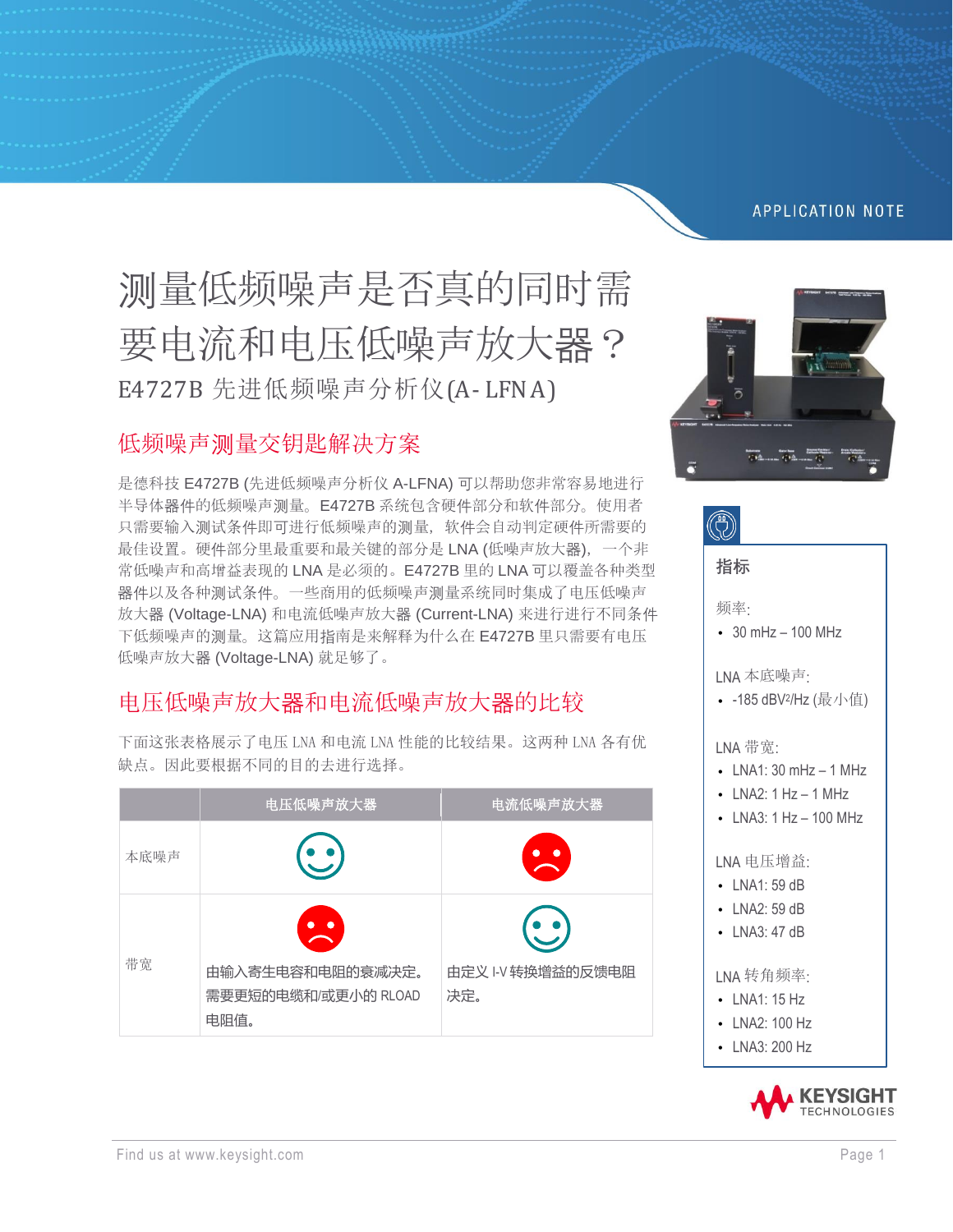APPLICATION NOTE

# 测量低频噪声是否真的同时需要电流和电压低噪声放大器？

E4727B 先进低频噪声分析仪(A-LFNA)

## 低频噪声测量交钥匙解决方案

是德科技 E4727B (先进低频噪声分析仪 A-LFNA) 可以帮助您非常容易地进行半导体器件的低频噪声测量。E4727B 系统包含硬件部分和软件部分。使用者只需要输入测试条件即可进行低频噪声的测量，软件会自动判定硬件所需要的最佳设置。硬件部分里最重要和最关键的部分是 LNA (低噪声放大器)，一个非常低噪声和高增益表现的 LNA 是必须的。E4727B 里的 LNA 可以覆盖各种类型器件以及各种测试条件。一些商用的低频噪声测量系统同时集成了电压低噪声放大器 (Voltage-LNA) 和电流低噪声放大器 (Current-LNA) 来进行进行不同条件下低频噪声的测量。这篇应用指南是来解释为什么在 E4727B 里只需要有电压低噪声放大器 (Voltage-LNA) 就足够了。

## 电压低噪声放大器和电流低噪声放大器的比较

下面这张表格展示了电压 LNA 和电流 LNA 性能的比较结果。这两种 LNA 各有优缺点。因此要根据不同的目的去进行选择。

| | 电压低噪声放大器 | 电流低噪声放大器 |
|---|---|---|
| 本底噪声 | ☺ | ☹ |
| 带宽 | ☹ 由输入寄生电容和电阻的衰减决定。需要更短的电缆和/或更小的 RLOAD 电阻值。 | ☺ 由定义 I-V 转换增益的反馈电阻决定。 |

### 指标

频率:
- 30 mHz – 100 MHz

LNA 本底噪声:
- -185 $dBV^2/Hz$ (最小值)

LNA 带宽:
- LNA1: 30 mHz – 1 MHz
- LNA2: 1 Hz – 1 MHz
- LNA3: 1 Hz – 100 MHz

LNA 电压增益:
- LNA1: 59 dB
- LNA2: 59 dB
- LNA3: 47 dB

LNA 转角频率:
- LNA1: 15 Hz
- LNA2: 100 Hz
- LNA3: 200 Hz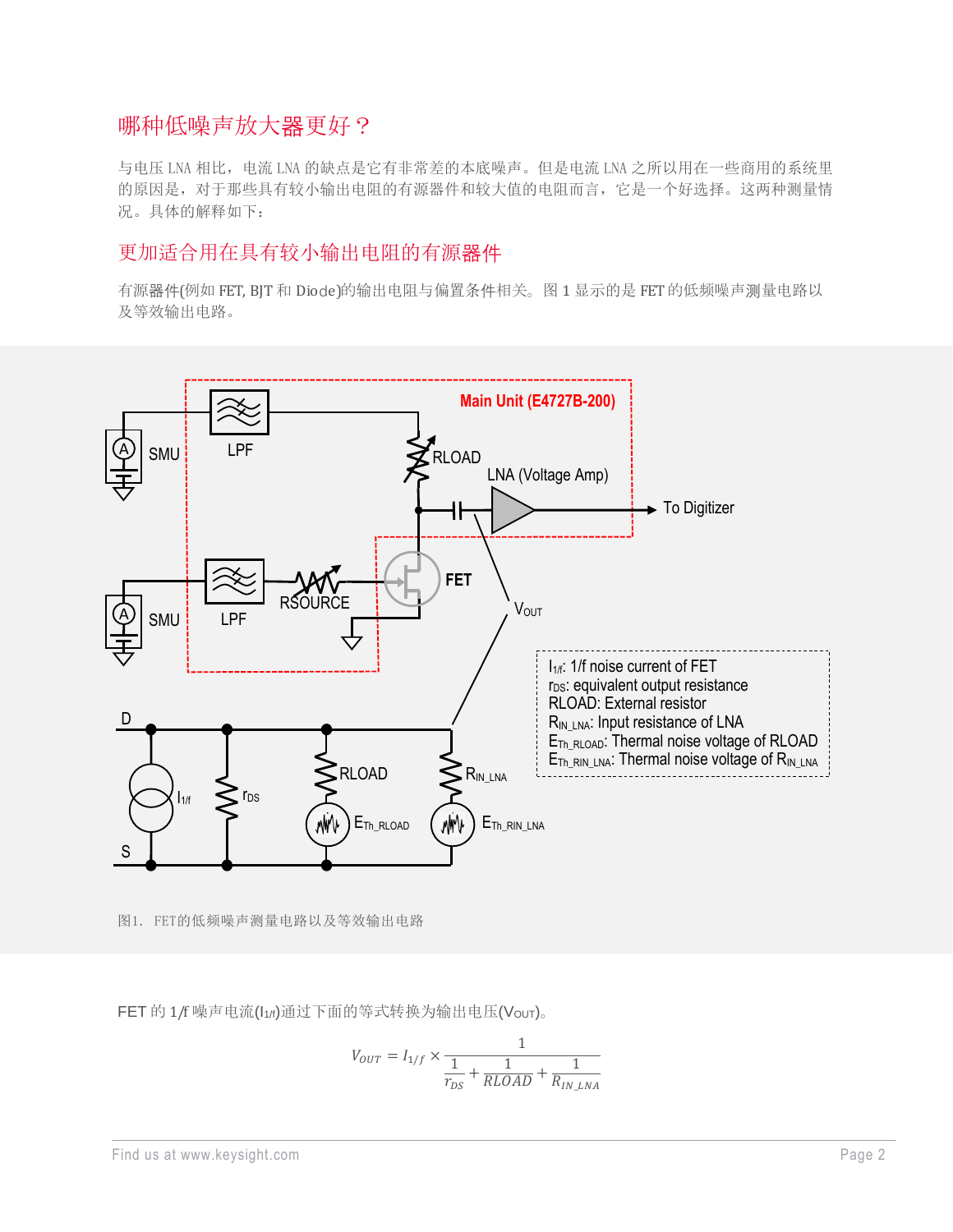## 哪种低噪声放大器更好？

与电压 LNA 相比，电流 LNA 的缺点是它有非常差的本底噪声。但是电流 LNA 之所以用在一些商用的系统里的原因是，对于那些具有较小输出电阻的有源器件和较大值的电阻而言，它是一个好选择。这两种测量情况。具体的解释如下：

### 更加适合用在具有较小输出电阻的有源器件

有源器件(例如 FET, BJT 和 Diode)的输出电阻与偏置条件相关。图 1 显示的是 FET 的低频噪声测量电路以及等效输出电路。

图1. FET的低频噪声测量电路以及等效输出电路

FET 的 1/f 噪声电流($I_{1/f}$)通过下面的等式转换为输出电压($V_{OUT}$)。

$$V_{OUT} = I_{1/f} \times \frac{1}{\frac{1}{r_{DS}} + \frac{1}{RLOAD} + \frac{1}{R_{IN\_LNA}}}$$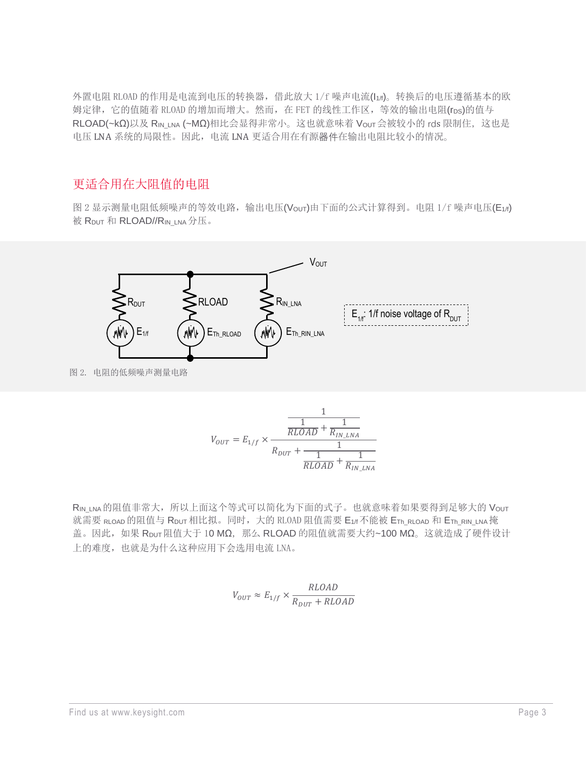外置电阻 RLOAD 的作用是电流到电压的转换器，借此放大 1/f 噪声电流($I_{1/f}$)。转换后的电压遵循基本的欧姆定律，它的值随着 RLOAD 的增加而增大。然而，在 FET 的线性工作区，等效的输出电阻($r_{DS}$)的值与 RLOAD(~kΩ)以及 $R_{IN\_LNA}$ (~MΩ)相比会显得非常小。这也就意味着 $V_{OUT}$ 会被较小的 rds 限制住，这也是电压 LNA 系统的局限性。因此，电流 LNA 更适合用在有源器件在输出电阻比较小的情况。

## 更适合用在大阻值的电阻

图 2 显示测量电阻低频噪声的等效电路，输出电压($V_{OUT}$)由下面的公式计算得到。电阻 1/f 噪声电压($E_{1/f}$)被 $R_{DUT}$ 和 RLOAD//$R_{IN\_LNA}$ 分压。

图 2. 电阻的低频噪声测量电路

$$V_{OUT} = E_{1/f} \times \frac{\dfrac{1}{\dfrac{1}{RLOAD} + \dfrac{1}{R_{IN\_LNA}}}}{R_{DUT} + \dfrac{1}{\dfrac{1}{RLOAD} + \dfrac{1}{R_{IN\_LNA}}}}$$

$R_{IN\_LNA}$ 的阻值非常大，所以上面这个等式可以简化为下面的式子。也就意味着如果要得到足够大的 $V_{OUT}$ 就需要 RLOAD 的阻值与 $R_{DUT}$ 相比拟。同时，大的 RLOAD 阻值需要 $E_{1/f}$ 不能被 $E_{Th\_RLOAD}$ 和 $E_{Th\_RIN\_LNA}$ 掩盖。因此，如果 $R_{DUT}$ 阻值大于 10 MΩ，那么 RLOAD 的阻值就需要大约~100 MΩ。这就造成了硬件设计上的难度，也就是为什么这种应用下会选用电流 LNA。

$$V_{OUT} \approx E_{1/f} \times \frac{RLOAD}{R_{DUT} + RLOAD}$$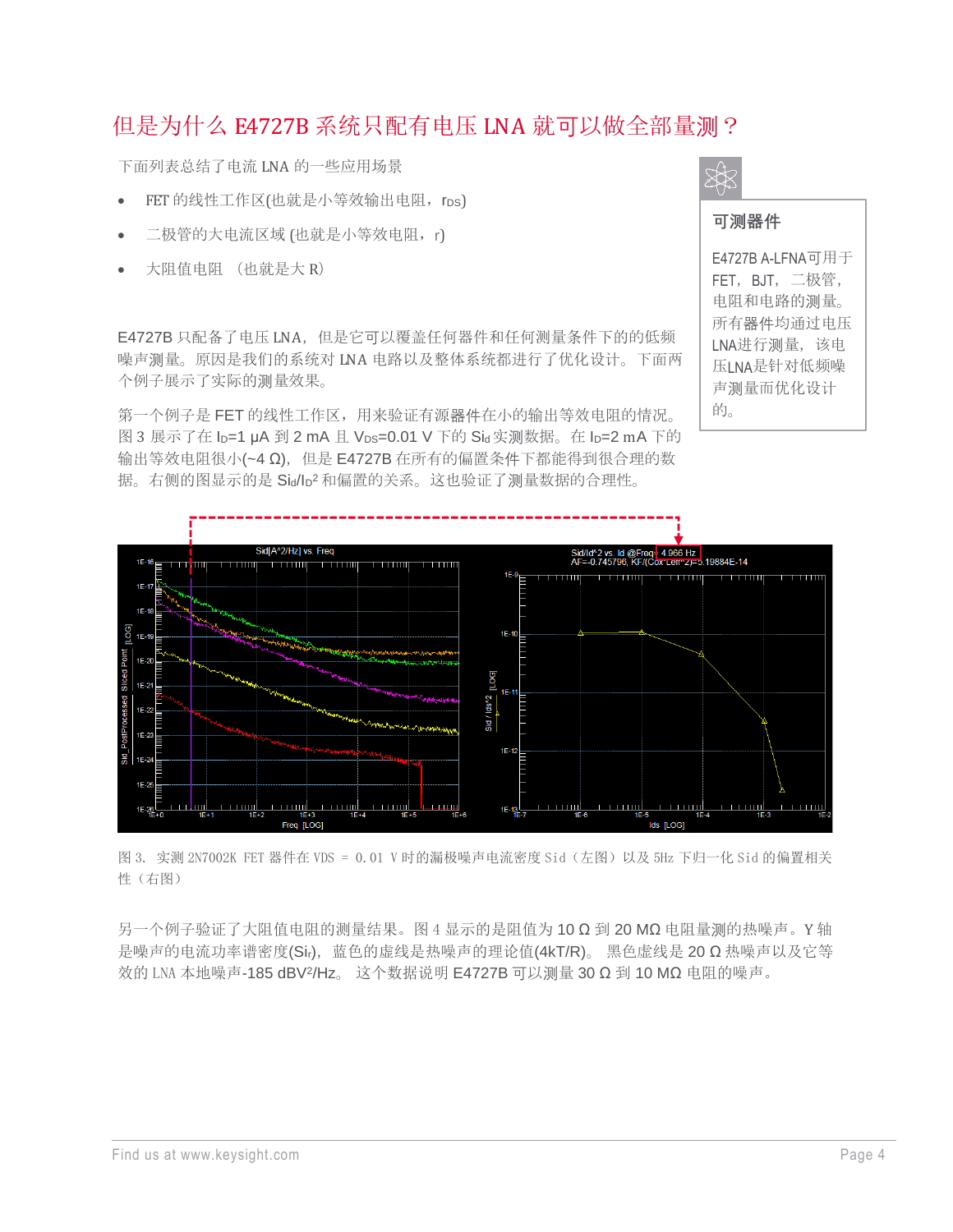# 但是为什么 E4727B 系统只配有电压 LNA 就可以做全部量测？

下面列表总结了电流 LNA 的一些应用场景

- FET 的线性工作区(也就是小等效输出电阻，$r_{DS}$)
- 二极管的大电流区域 (也就是小等效电阻，r)
- 大阻值电阻 （也就是大 R）

E4727B 只配备了电压 LNA，但是它可以覆盖任何器件和任何测量条件下的的低频噪声测量。原因是我们的系统对 LNA 电路以及整体系统都进行了优化设计。下面两个例子展示了实际的测量效果。

第一个例子是 FET 的线性工作区，用来验证有源器件在小的输出等效电阻的情况。图 3 展示了在 $I_D$=1 μA 到 2 mA 且 $V_{DS}$=0.01 V 下的 $S_{id}$ 实测数据。在 $I_D$=2 mA 下的输出等效电阻很小(~4 Ω)，但是 E4727B 在所有的偏置条件下都能得到很合理的数据。右侧的图显示的是 $S_{id}/I_D^2$ 和偏置的关系。这也验证了测量数据的合理性。

**可测器件**

E4727B A-LFNA可用于FET，BJT，二极管，电阻和电路的测量。所有器件均通过电压LNA进行测量，该电压LNA是针对低频噪声测量而优化设计的。

图 3. 实测 2N7002K FET 器件在 VDS = 0.01 V 时的漏极噪声电流密度 Sid（左图）以及 5Hz 下归一化 Sid 的偏置相关性（右图）

另一个例子验证了大阻值电阻的测量结果。图 4 显示的是阻值为 10 Ω 到 20 MΩ 电阻量测的热噪声。Y 轴是噪声的电流功率谱密度($S_{ir}$)，蓝色的虚线是热噪声的理论值(4kT/R)。 黑色虚线是 20 Ω 热噪声以及它等效的 LNA 本地噪声-185 dBV²/Hz。 这个数据说明 E4727B 可以测量 30 Ω 到 10 MΩ 电阻的噪声。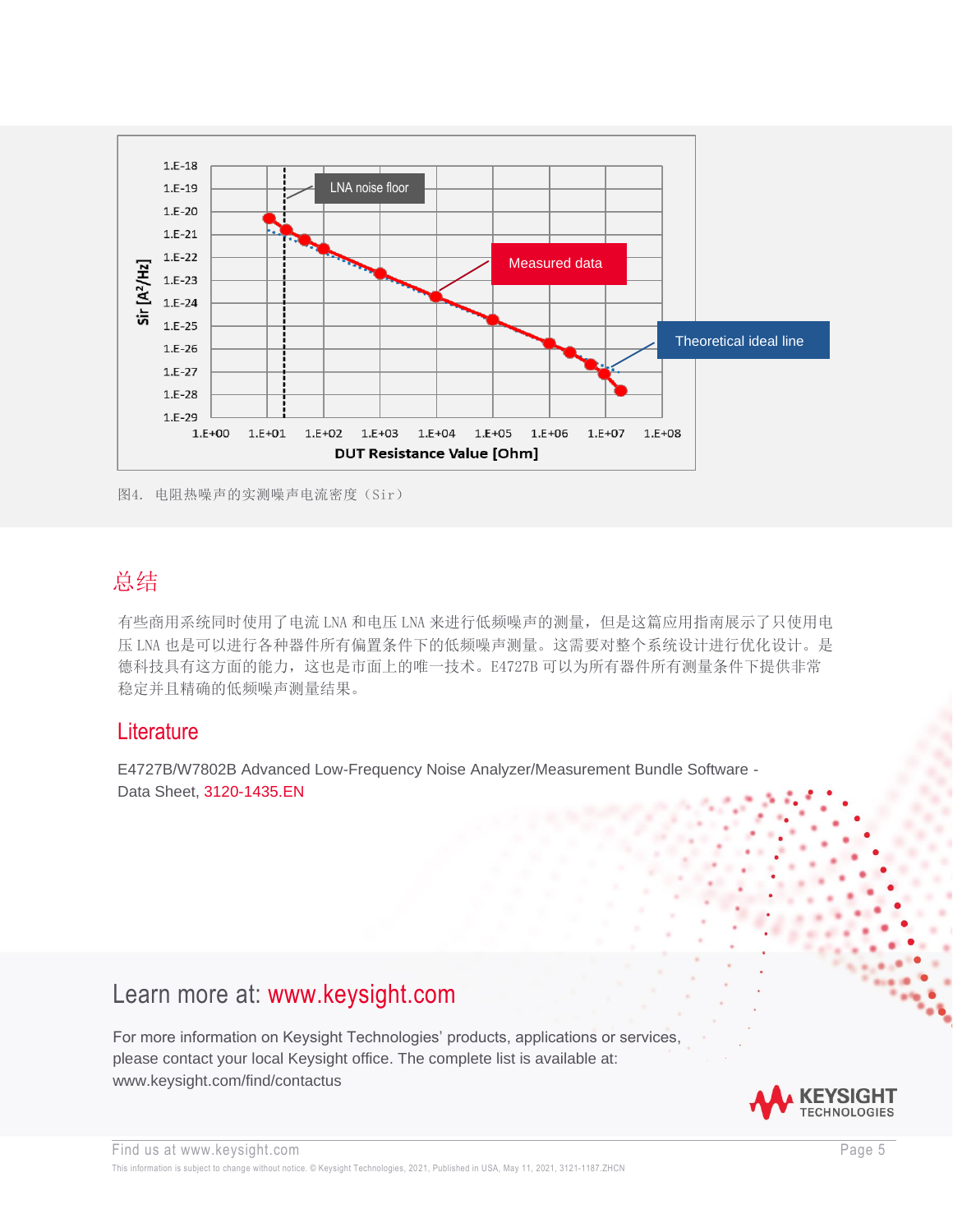1.E-18
1.E-19
1.E-20
1.E-21
1.E-22
1.E-23
1.E-24
1.E-25
1.E-26
1.E-27
1.E-28
1.E-29

1.E+00 1.E+01 1.E+02 1.E+03 1.E+04 1.E+05 1.E+06 1.E+07 1.E+08

Sir [A²/Hz]

DUT Resistance Value [Ohm]

LNA noise floor

Measured data

Theoretical ideal line

图4. 电阻热噪声的实测噪声电流密度（Sir）

## 总结

有些商用系统同时使用了电流 LNA 和电压 LNA 来进行低频噪声的测量，但是这篇应用指南展示了只使用电压 LNA 也是可以进行各种器件所有偏置条件下的低频噪声测量。这需要对整个系统设计进行优化设计。是德科技具有这方面的能力，这也是市面上的唯一技术。E4727B 可以为所有器件所有测量条件下提供非常稳定并且精确的低频噪声测量结果。

## Literature

E4727B/W7802B Advanced Low-Frequency Noise Analyzer/Measurement Bundle Software - Data Sheet, 3120-1435.EN

## Learn more at: www.keysight.com

For more information on Keysight Technologies' products, applications or services, please contact your local Keysight office. The complete list is available at: www.keysight.com/find/contactus

This information is subject to change without notice. © Keysight Technologies, 2021, Published in USA, May 11, 2021, 3121-1187.ZHCN